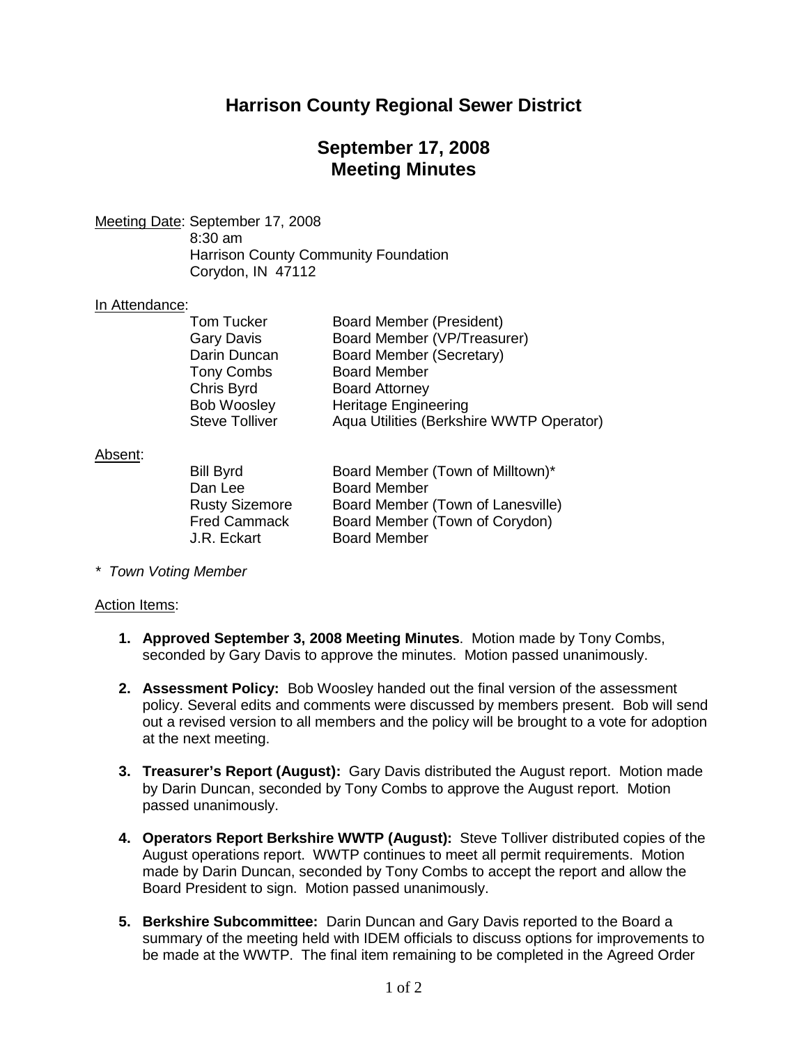# Harrison County Regional Sewer District

## September 17, 2008
## Meeting Minutes

Meeting Date: September 17, 2008
8:30 am
Harrison County Community Foundation
Corydon, IN 47112

In Attendance:

| | |
|---|---|
| Tom Tucker | Board Member (President) |
| Gary Davis | Board Member (VP/Treasurer) |
| Darin Duncan | Board Member (Secretary) |
| Tony Combs | Board Member |
| Chris Byrd | Board Attorney |
| Bob Woosley | Heritage Engineering |
| Steve Tolliver | Aqua Utilities (Berkshire WWTP Operator) |

Absent:

| | |
|---|---|
| Bill Byrd | Board Member (Town of Milltown)* |
| Dan Lee | Board Member |
| Rusty Sizemore | Board Member (Town of Lanesville) |
| Fred Cammack | Board Member (Town of Corydon) |
| J.R. Eckart | Board Member |

*\* Town Voting Member*

Action Items:

1. **Approved September 3, 2008 Meeting Minutes**. Motion made by Tony Combs, seconded by Gary Davis to approve the minutes. Motion passed unanimously.

2. **Assessment Policy:** Bob Woosley handed out the final version of the assessment policy. Several edits and comments were discussed by members present. Bob will send out a revised version to all members and the policy will be brought to a vote for adoption at the next meeting.

3. **Treasurer's Report (August):** Gary Davis distributed the August report. Motion made by Darin Duncan, seconded by Tony Combs to approve the August report. Motion passed unanimously.

4. **Operators Report Berkshire WWTP (August):** Steve Tolliver distributed copies of the August operations report. WWTP continues to meet all permit requirements. Motion made by Darin Duncan, seconded by Tony Combs to accept the report and allow the Board President to sign. Motion passed unanimously.

5. **Berkshire Subcommittee:** Darin Duncan and Gary Davis reported to the Board a summary of the meeting held with IDEM officials to discuss options for improvements to be made at the WWTP. The final item remaining to be completed in the Agreed Order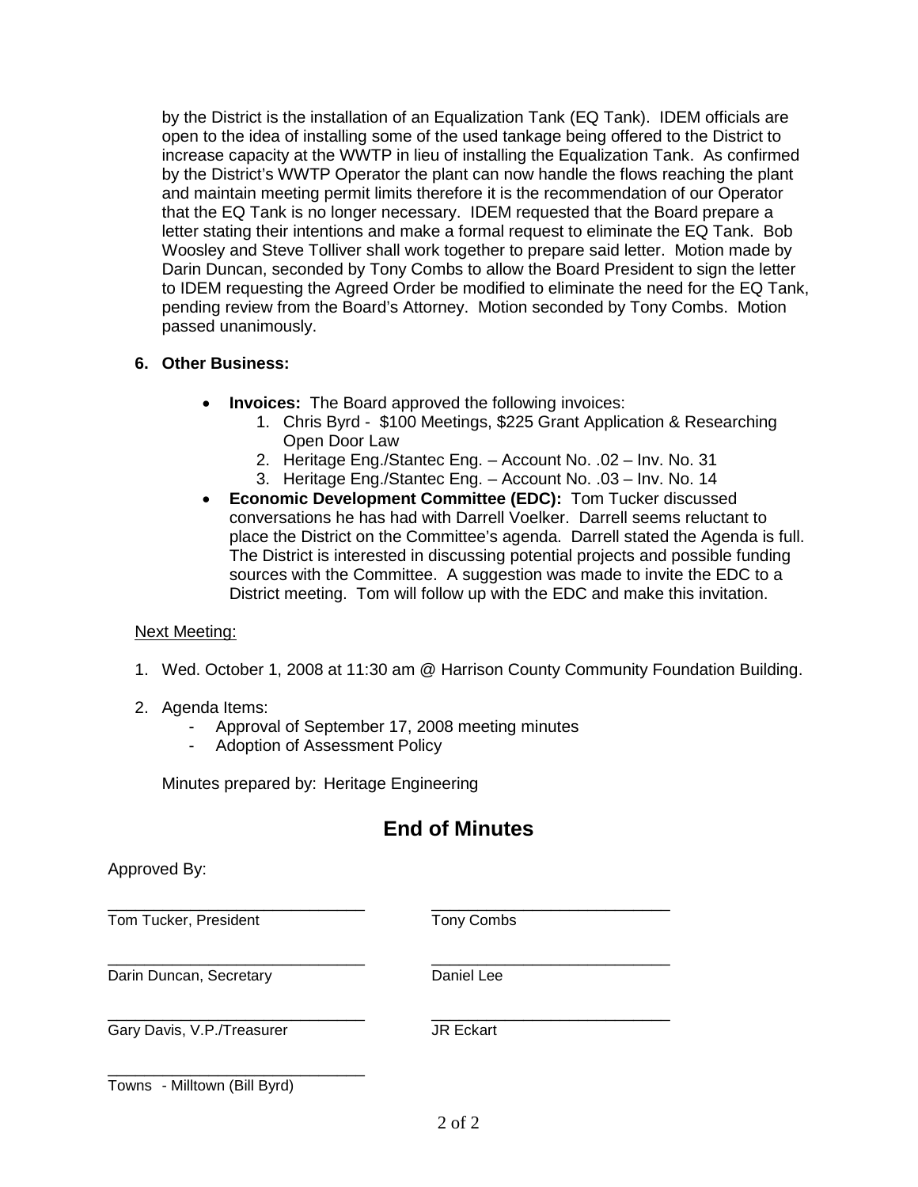by the District is the installation of an Equalization Tank (EQ Tank). IDEM officials are open to the idea of installing some of the used tankage being offered to the District to increase capacity at the WWTP in lieu of installing the Equalization Tank. As confirmed by the District's WWTP Operator the plant can now handle the flows reaching the plant and maintain meeting permit limits therefore it is the recommendation of our Operator that the EQ Tank is no longer necessary. IDEM requested that the Board prepare a letter stating their intentions and make a formal request to eliminate the EQ Tank. Bob Woosley and Steve Tolliver shall work together to prepare said letter. Motion made by Darin Duncan, seconded by Tony Combs to allow the Board President to sign the letter to IDEM requesting the Agreed Order be modified to eliminate the need for the EQ Tank, pending review from the Board's Attorney. Motion seconded by Tony Combs. Motion passed unanimously.

**6. Other Business:**

- **Invoices:** The Board approved the following invoices:
  1. Chris Byrd - $100 Meetings, $225 Grant Application & Researching Open Door Law
  2. Heritage Eng./Stantec Eng. – Account No. .02 – Inv. No. 31
  3. Heritage Eng./Stantec Eng. – Account No. .03 – Inv. No. 14
- **Economic Development Committee (EDC):** Tom Tucker discussed conversations he has had with Darrell Voelker. Darrell seems reluctant to place the District on the Committee's agenda. Darrell stated the Agenda is full. The District is interested in discussing potential projects and possible funding sources with the Committee. A suggestion was made to invite the EDC to a District meeting. Tom will follow up with the EDC and make this invitation.

Next Meeting:

1. Wed. October 1, 2008 at 11:30 am @ Harrison County Community Foundation Building.
2. Agenda Items:
   - Approval of September 17, 2008 meeting minutes
   - Adoption of Assessment Policy

Minutes prepared by: Heritage Engineering

## End of Minutes

Approved By:

\_\_\_\_\_\_\_\_\_\_\_\_\_\_\_\_\_\_\_\_\_\_\_\_\_\_\_\_
Tom Tucker, President

\_\_\_\_\_\_\_\_\_\_\_\_\_\_\_\_\_\_\_\_\_\_\_\_\_\_\_\_
Tony Combs

\_\_\_\_\_\_\_\_\_\_\_\_\_\_\_\_\_\_\_\_\_\_\_\_\_\_\_\_
Darin Duncan, Secretary

\_\_\_\_\_\_\_\_\_\_\_\_\_\_\_\_\_\_\_\_\_\_\_\_\_\_\_\_
Daniel Lee

\_\_\_\_\_\_\_\_\_\_\_\_\_\_\_\_\_\_\_\_\_\_\_\_\_\_\_\_
Gary Davis, V.P./Treasurer

\_\_\_\_\_\_\_\_\_\_\_\_\_\_\_\_\_\_\_\_\_\_\_\_\_\_\_\_
JR Eckart

\_\_\_\_\_\_\_\_\_\_\_\_\_\_\_\_\_\_\_\_\_\_\_\_\_\_\_\_
Towns - Milltown (Bill Byrd)